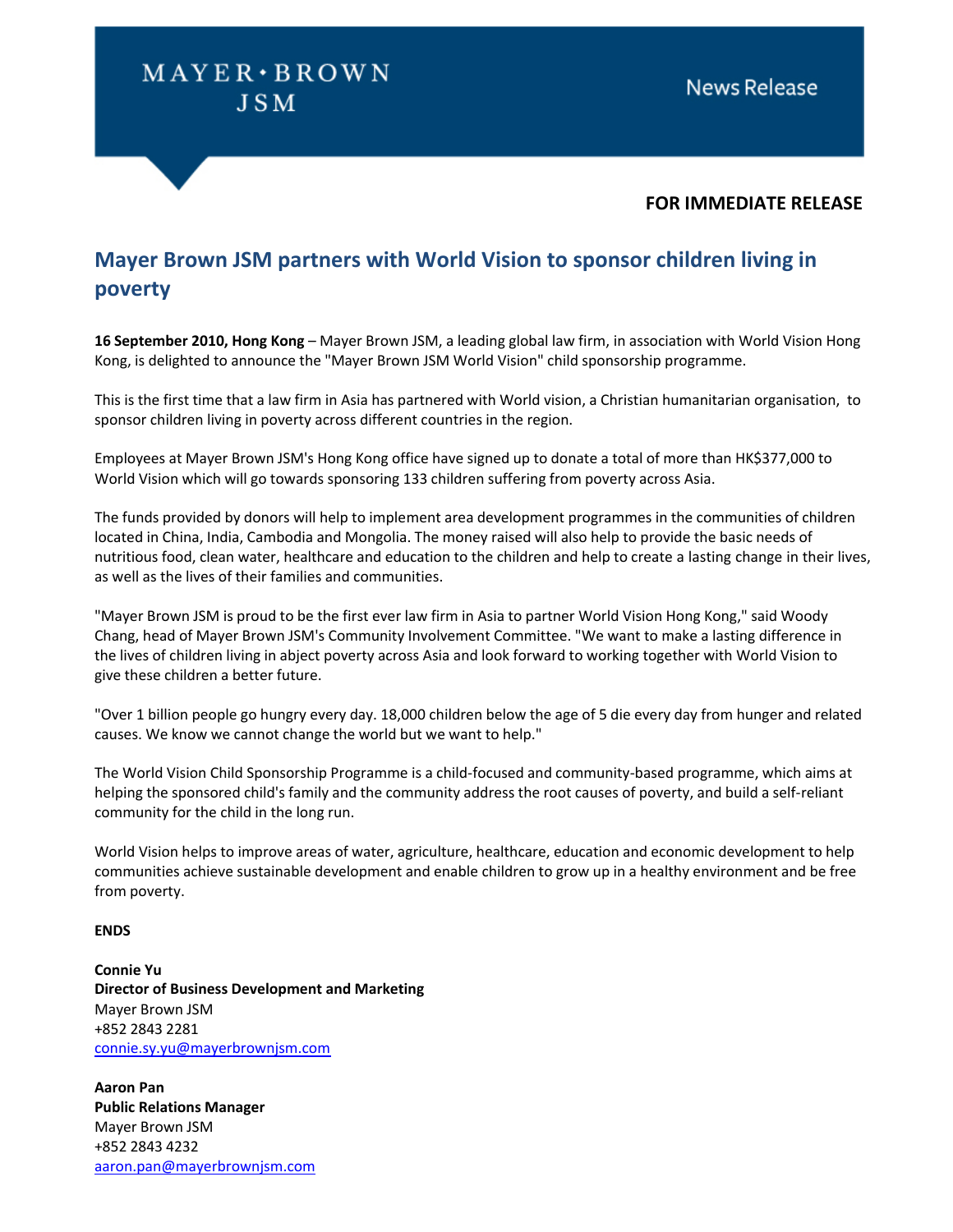MAYER • BROWN
JSM

News Release

**FOR IMMEDIATE RELEASE**

# Mayer Brown JSM partners with World Vision to sponsor children living in poverty

**16 September 2010, Hong Kong** – Mayer Brown JSM, a leading global law firm, in association with World Vision Hong Kong, is delighted to announce the "Mayer Brown JSM World Vision" child sponsorship programme.

This is the first time that a law firm in Asia has partnered with World vision, a Christian humanitarian organisation, to sponsor children living in poverty across different countries in the region.

Employees at Mayer Brown JSM's Hong Kong office have signed up to donate a total of more than HK$377,000 to World Vision which will go towards sponsoring 133 children suffering from poverty across Asia.

The funds provided by donors will help to implement area development programmes in the communities of children located in China, India, Cambodia and Mongolia. The money raised will also help to provide the basic needs of nutritious food, clean water, healthcare and education to the children and help to create a lasting change in their lives, as well as the lives of their families and communities.

"Mayer Brown JSM is proud to be the first ever law firm in Asia to partner World Vision Hong Kong," said Woody Chang, head of Mayer Brown JSM's Community Involvement Committee. "We want to make a lasting difference in the lives of children living in abject poverty across Asia and look forward to working together with World Vision to give these children a better future.

"Over 1 billion people go hungry every day. 18,000 children below the age of 5 die every day from hunger and related causes. We know we cannot change the world but we want to help."

The World Vision Child Sponsorship Programme is a child-focused and community-based programme, which aims at helping the sponsored child's family and the community address the root causes of poverty, and build a self-reliant community for the child in the long run.

World Vision helps to improve areas of water, agriculture, healthcare, education and economic development to help communities achieve sustainable development and enable children to grow up in a healthy environment and be free from poverty.

**ENDS**

**Connie Yu**
**Director of Business Development and Marketing**
Mayer Brown JSM
+852 2843 2281
connie.sy.yu@mayerbrownjsm.com

**Aaron Pan**
**Public Relations Manager**
Mayer Brown JSM
+852 2843 4232
aaron.pan@mayerbrownjsm.com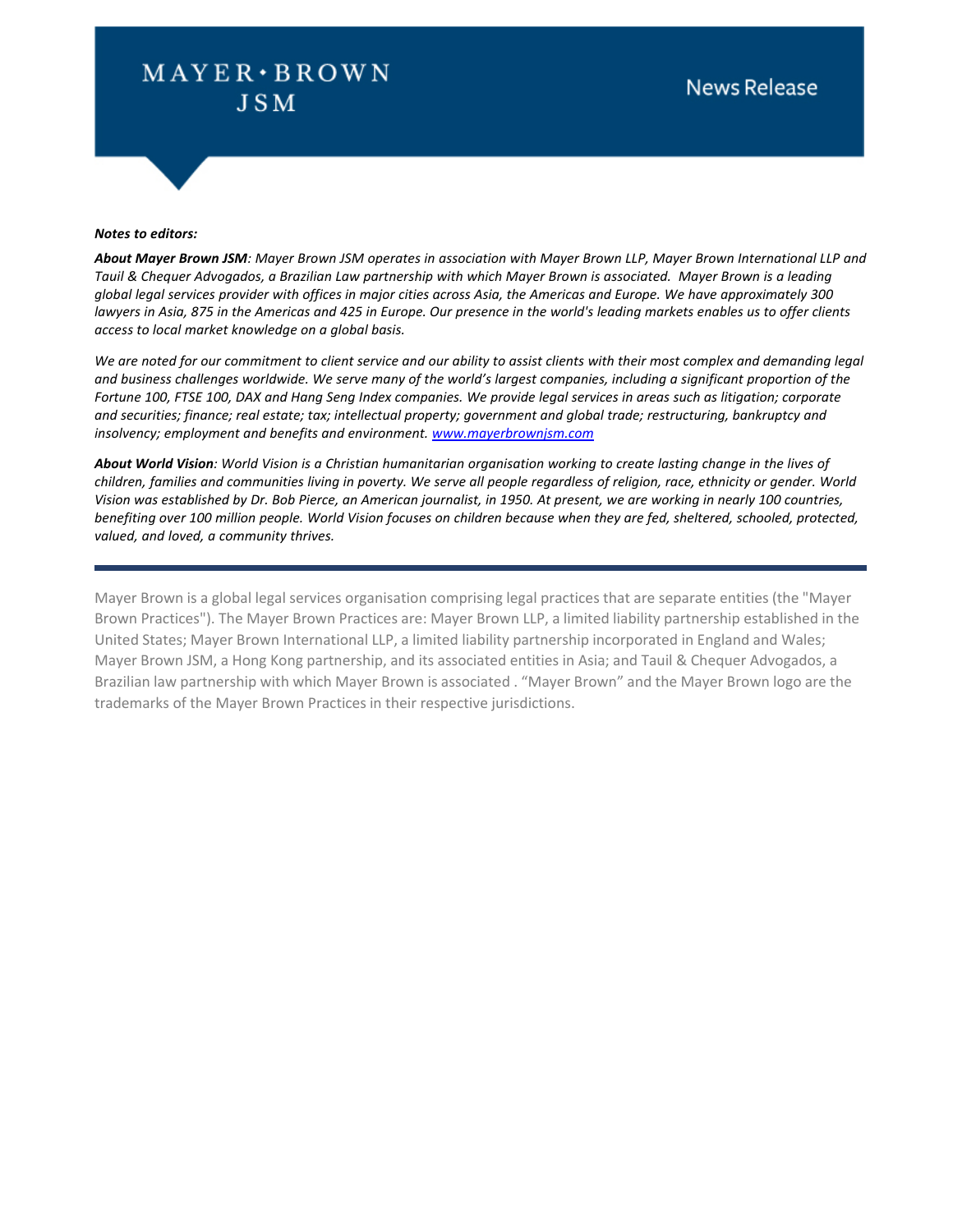***Notes to editors:***

***About Mayer Brown JSM****: Mayer Brown JSM operates in association with Mayer Brown LLP, Mayer Brown International LLP and Taiul & Chequer Advogados, a Brazilian Law partnership with which Mayer Brown is associated.  Mayer Brown is a leading global legal services provider with offices in major cities across Asia, the Americas and Europe. We have approximately 300 lawyers in Asia, 875 in the Americas and 425 in Europe. Our presence in the world's leading markets enables us to offer clients access to local market knowledge on a global basis.*

*We are noted for our commitment to client service and our ability to assist clients with their most complex and demanding legal and business challenges worldwide. We serve many of the world's largest companies, including a significant proportion of the Fortune 100, FTSE 100, DAX and Hang Seng Index companies. We provide legal services in areas such as litigation; corporate and securities; finance; real estate; tax; intellectual property; government and global trade; restructuring, bankruptcy and insolvency; employment and benefits and environment. [www.mayerbrownjsm.com](http://www.mayerbrownjsm.com)*

***About World Vision****: World Vision is a Christian humanitarian organisation working to create lasting change in the lives of children, families and communities living in poverty. We serve all people regardless of religion, race, ethnicity or gender. World Vision was established by Dr. Bob Pierce, an American journalist, in 1950. At present, we are working in nearly 100 countries, benefiting over 100 million people. World Vision focuses on children because when they are fed, sheltered, schooled, protected, valued, and loved, a community thrives.*

---

Mayer Brown is a global legal services organisation comprising legal practices that are separate entities (the "Mayer Brown Practices"). The Mayer Brown Practices are: Mayer Brown LLP, a limited liability partnership established in the United States; Mayer Brown International LLP, a limited liability partnership incorporated in England and Wales; Mayer Brown JSM, a Hong Kong partnership, and its associated entities in Asia; and Tauil & Chequer Advogados, a Brazilian law partnership with which Mayer Brown is associated . "Mayer Brown" and the Mayer Brown logo are the trademarks of the Mayer Brown Practices in their respective jurisdictions.